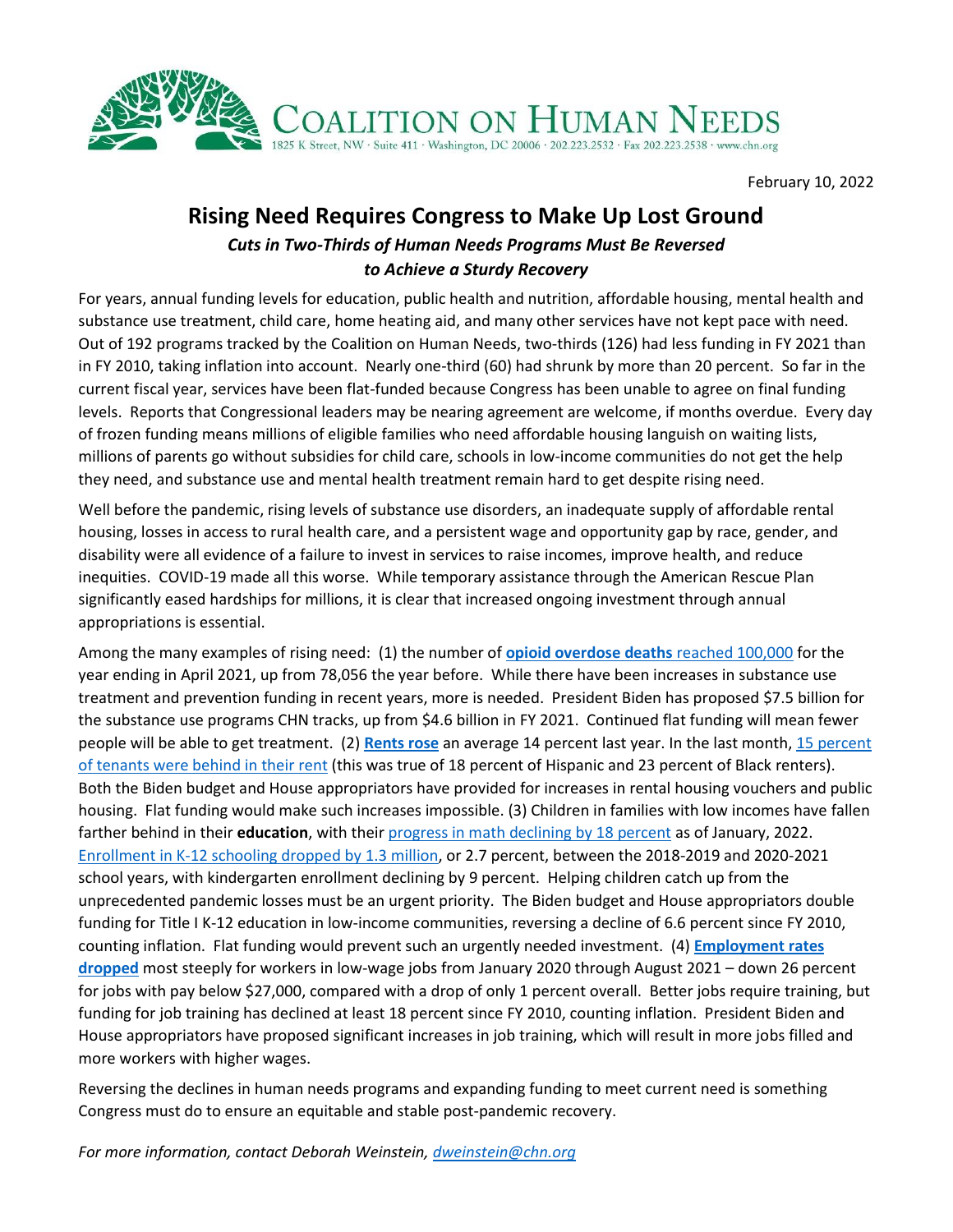COALITION ON HUMAN NEEDS
1825 K Street, NW · Suite 411 · Washington, DC 20006 · 202.223.2532 · Fax 202.223.2538 · www.chn.org

February 10, 2022

# Rising Need Requires Congress to Make Up Lost Ground

## *Cuts in Two-Thirds of Human Needs Programs Must Be Reversed to Achieve a Sturdy Recovery*

For years, annual funding levels for education, public health and nutrition, affordable housing, mental health and substance use treatment, child care, home heating aid, and many other services have not kept pace with need. Out of 192 programs tracked by the Coalition on Human Needs, two-thirds (126) had less funding in FY 2021 than in FY 2010, taking inflation into account. Nearly one-third (60) had shrunk by more than 20 percent. So far in the current fiscal year, services have been flat-funded because Congress has been unable to agree on final funding levels. Reports that Congressional leaders may be nearing agreement are welcome, if months overdue. Every day of frozen funding means millions of eligible families who need affordable housing languish on waiting lists, millions of parents go without subsidies for child care, schools in low-income communities do not get the help they need, and substance use and mental health treatment remain hard to get despite rising need.

Well before the pandemic, rising levels of substance use disorders, an inadequate supply of affordable rental housing, losses in access to rural health care, and a persistent wage and opportunity gap by race, gender, and disability were all evidence of a failure to invest in services to raise incomes, improve health, and reduce inequities. COVID-19 made all this worse. While temporary assistance through the American Rescue Plan significantly eased hardships for millions, it is clear that increased ongoing investment through annual appropriations is essential.

Among the many examples of rising need: (1) the number of **opioid overdose deaths** reached 100,000 for the year ending in April 2021, up from 78,056 the year before. While there have been increases in substance use treatment and prevention funding in recent years, more is needed. President Biden has proposed $7.5 billion for the substance use programs CHN tracks, up from $4.6 billion in FY 2021. Continued flat funding will mean fewer people will be able to get treatment. (2) **Rents rose** an average 14 percent last year. In the last month, 15 percent of tenants were behind in their rent (this was true of 18 percent of Hispanic and 23 percent of Black renters). Both the Biden budget and House appropriators have provided for increases in rental housing vouchers and public housing. Flat funding would make such increases impossible. (3) Children in families with low incomes have fallen farther behind in their **education**, with their progress in math declining by 18 percent as of January, 2022. Enrollment in K-12 schooling dropped by 1.3 million, or 2.7 percent, between the 2018-2019 and 2020-2021 school years, with kindergarten enrollment declining by 9 percent. Helping children catch up from the unprecedented pandemic losses must be an urgent priority. The Biden budget and House appropriators double funding for Title I K-12 education in low-income communities, reversing a decline of 6.6 percent since FY 2010, counting inflation. Flat funding would prevent such an urgently needed investment. (4) **Employment rates dropped** most steeply for workers in low-wage jobs from January 2020 through August 2021 – down 26 percent for jobs with pay below $27,000, compared with a drop of only 1 percent overall. Better jobs require training, but funding for job training has declined at least 18 percent since FY 2010, counting inflation. President Biden and House appropriators have proposed significant increases in job training, which will result in more jobs filled and more workers with higher wages.

Reversing the declines in human needs programs and expanding funding to meet current need is something Congress must do to ensure an equitable and stable post-pandemic recovery.

*For more information, contact Deborah Weinstein, dweinstein@chn.org*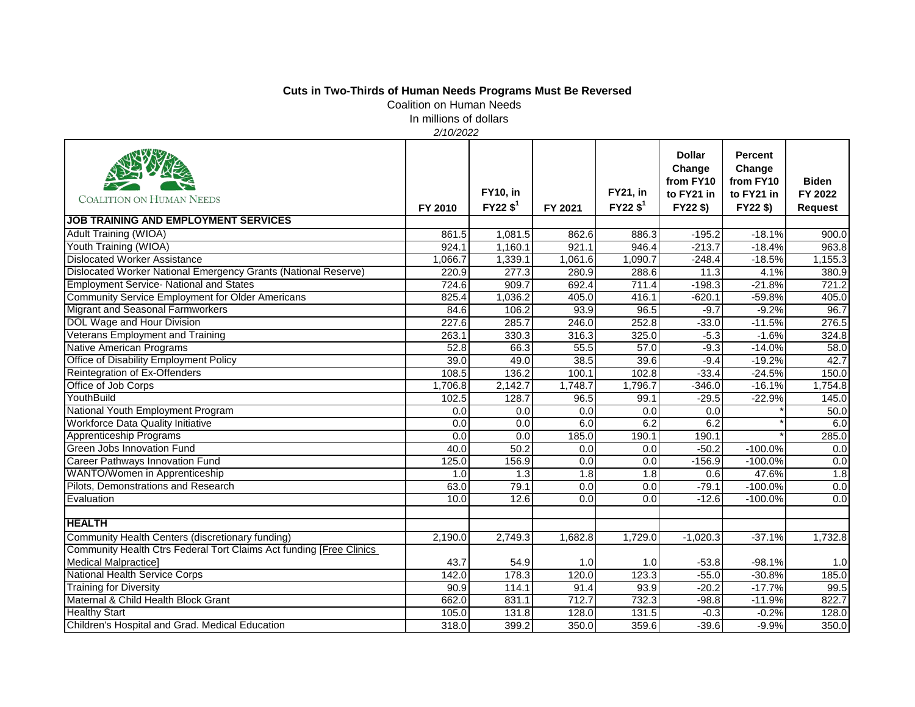**Cuts in Two-Thirds of Human Needs Programs Must Be Reversed**

Coalition on Human Needs

In millions of dollars

*2/10/2022*

| COALITION ON HUMAN NEEDS | FY 2010 | FY10, in FY22 $[1] | FY 2021 | FY21, in FY22 $[1] | Dollar Change from FY10 to FY21 in FY22 $) | Percent Change from FY10 to FY21 in FY22 $) | Biden FY 2022 Request |
|---|---|---|---|---|---|---|---|
| **JOB TRAINING AND EMPLOYMENT SERVICES** | | | | | | | |
| Adult Training (WIOA) | 861.5 | 1,081.5 | 862.6 | 886.3 | -195.2 | -18.1% | 900.0 |
| Youth Training (WIOA) | 924.1 | 1,160.1 | 921.1 | 946.4 | -213.7 | -18.4% | 963.8 |
| Dislocated Worker Assistance | 1,066.7 | 1,339.1 | 1,061.6 | 1,090.7 | -248.4 | -18.5% | 1,155.3 |
| Dislocated Worker National Emergency Grants (National Reserve) | 220.9 | 277.3 | 280.9 | 288.6 | 11.3 | 4.1% | 380.9 |
| Employment Service- National and States | 724.6 | 909.7 | 692.4 | 711.4 | -198.3 | -21.8% | 721.2 |
| Community Service Employment for Older Americans | 825.4 | 1,036.2 | 405.0 | 416.1 | -620.1 | -59.8% | 405.0 |
| Migrant and Seasonal Farmworkers | 84.6 | 106.2 | 93.9 | 96.5 | -9.7 | -9.2% | 96.7 |
| DOL Wage and Hour Division | 227.6 | 285.7 | 246.0 | 252.8 | -33.0 | -11.5% | 276.5 |
| Veterans Employment and Training | 263.1 | 330.3 | 316.3 | 325.0 | -5.3 | -1.6% | 324.8 |
| Native American Programs | 52.8 | 66.3 | 55.5 | 57.0 | -9.3 | -14.0% | 58.0 |
| Office of Disability Employment Policy | 39.0 | 49.0 | 38.5 | 39.6 | -9.4 | -19.2% | 42.7 |
| Reintegration of Ex-Offenders | 108.5 | 136.2 | 100.1 | 102.8 | -33.4 | -24.5% | 150.0 |
| Office of Job Corps | 1,706.8 | 2,142.7 | 1,748.7 | 1,796.7 | -346.0 | -16.1% | 1,754.8 |
| YouthBuild | 102.5 | 128.7 | 96.5 | 99.1 | -29.5 | -22.9% | 145.0 |
| National Youth Employment Program | 0.0 | 0.0 | 0.0 | 0.0 | 0.0 | * | 50.0 |
| Workforce Data Quality Initiative | 0.0 | 0.0 | 6.0 | 6.2 | 6.2 | * | 6.0 |
| Apprenticeship Programs | 0.0 | 0.0 | 185.0 | 190.1 | 190.1 | * | 285.0 |
| Green Jobs Innovation Fund | 40.0 | 50.2 | 0.0 | 0.0 | -50.2 | -100.0% | 0.0 |
| Career Pathways Innovation Fund | 125.0 | 156.9 | 0.0 | 0.0 | -156.9 | -100.0% | 0.0 |
| WANTO/Women in Apprenticeship | 1.0 | 1.3 | 1.8 | 1.8 | 0.6 | 47.6% | 1.8 |
| Pilots, Demonstrations and Research | 63.0 | 79.1 | 0.0 | 0.0 | -79.1 | -100.0% | 0.0 |
| Evaluation | 10.0 | 12.6 | 0.0 | 0.0 | -12.6 | -100.0% | 0.0 |
| | | | | | | | |
| **HEALTH** | | | | | | | |
| Community Health Centers (discretionary funding) | 2,190.0 | 2,749.3 | 1,682.8 | 1,729.0 | -1,020.3 | -37.1% | 1,732.8 |
| Community Health Ctrs Federal Tort Claims Act funding [Free Clinics Medical Malpractice] | 43.7 | 54.9 | 1.0 | 1.0 | -53.8 | -98.1% | 1.0 |
| National Health Service Corps | 142.0 | 178.3 | 120.0 | 123.3 | -55.0 | -30.8% | 185.0 |
| Training for Diversity | 90.9 | 114.1 | 91.4 | 93.9 | -20.2 | -17.7% | 99.5 |
| Maternal & Child Health Block Grant | 662.0 | 831.1 | 712.7 | 732.3 | -98.8 | -11.9% | 822.7 |
| Healthy Start | 105.0 | 131.8 | 128.0 | 131.5 | -0.3 | -0.2% | 128.0 |
| Children's Hospital and Grad. Medical Education | 318.0 | 399.2 | 350.0 | 359.6 | -39.6 | -9.9% | 350.0 |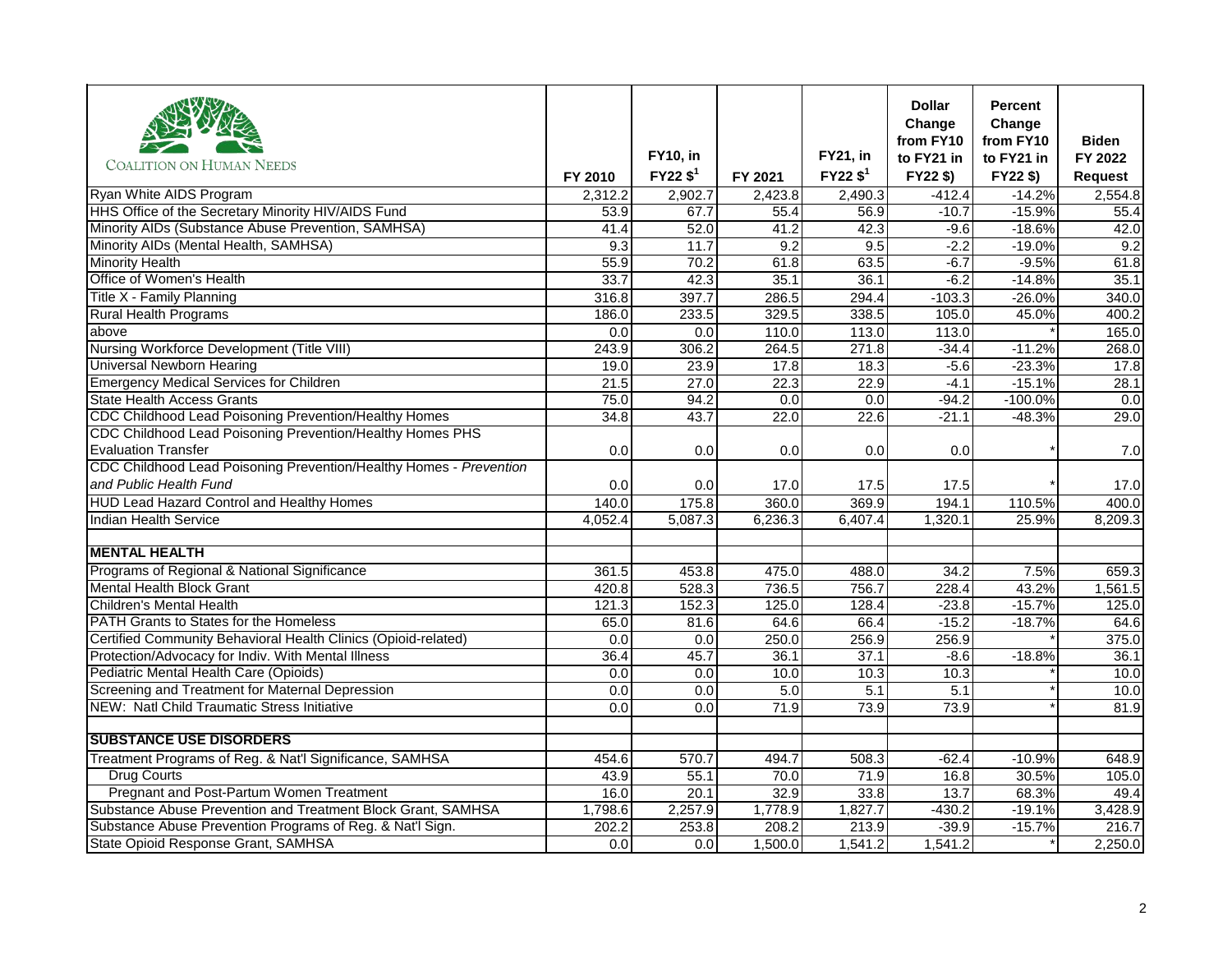| COALITION ON HUMAN NEEDS | FY 2010 | FY10, in FY22 $[1] | FY 2021 | FY21, in FY22 $[1] | Dollar Change from FY10 to FY21 in FY22 $) | Percent Change from FY10 to FY21 in FY22 $) | Biden FY 2022 Request |
|---|---|---|---|---|---|---|---|
| Ryan White AIDS Program | 2,312.2 | 2,902.7 | 2,423.8 | 2,490.3 | -412.4 | -14.2% | 2,554.8 |
| HHS Office of the Secretary Minority HIV/AIDS Fund | 53.9 | 67.7 | 55.4 | 56.9 | -10.7 | -15.9% | 55.4 |
| Minority AIDs (Substance Abuse Prevention, SAMHSA) | 41.4 | 52.0 | 41.2 | 42.3 | -9.6 | -18.6% | 42.0 |
| Minority AIDs (Mental Health, SAMHSA) | 9.3 | 11.7 | 9.2 | 9.5 | -2.2 | -19.0% | 9.2 |
| Minority Health | 55.9 | 70.2 | 61.8 | 63.5 | -6.7 | -9.5% | 61.8 |
| Office of Women's Health | 33.7 | 42.3 | 35.1 | 36.1 | -6.2 | -14.8% | 35.1 |
| Title X - Family Planning | 316.8 | 397.7 | 286.5 | 294.4 | -103.3 | -26.0% | 340.0 |
| Rural Health Programs | 186.0 | 233.5 | 329.5 | 338.5 | 105.0 | 45.0% | 400.2 |
| above | 0.0 | 0.0 | 110.0 | 113.0 | 113.0 | * | 165.0 |
| Nursing Workforce Development (Title VIII) | 243.9 | 306.2 | 264.5 | 271.8 | -34.4 | -11.2% | 268.0 |
| Universal Newborn Hearing | 19.0 | 23.9 | 17.8 | 18.3 | -5.6 | -23.3% | 17.8 |
| Emergency Medical Services for Children | 21.5 | 27.0 | 22.3 | 22.9 | -4.1 | -15.1% | 28.1 |
| State Health Access Grants | 75.0 | 94.2 | 0.0 | 0.0 | -94.2 | -100.0% | 0.0 |
| CDC Childhood Lead Poisoning Prevention/Healthy Homes | 34.8 | 43.7 | 22.0 | 22.6 | -21.1 | -48.3% | 29.0 |
| CDC Childhood Lead Poisoning Prevention/Healthy Homes PHS Evaluation Transfer | 0.0 | 0.0 | 0.0 | 0.0 | 0.0 | * | 7.0 |
| CDC Childhood Lead Poisoning Prevention/Healthy Homes - *Prevention and Public Health Fund* | 0.0 | 0.0 | 17.0 | 17.5 | 17.5 | * | 17.0 |
| HUD Lead Hazard Control and Healthy Homes | 140.0 | 175.8 | 360.0 | 369.9 | 194.1 | 110.5% | 400.0 |
| Indian Health Service | 4,052.4 | 5,087.3 | 6,236.3 | 6,407.4 | 1,320.1 | 25.9% | 8,209.3 |
| | | | | | | | |
| **MENTAL HEALTH** | | | | | | | |
| Programs of Regional & National Significance | 361.5 | 453.8 | 475.0 | 488.0 | 34.2 | 7.5% | 659.3 |
| Mental Health Block Grant | 420.8 | 528.3 | 736.5 | 756.7 | 228.4 | 43.2% | 1,561.5 |
| Children's Mental Health | 121.3 | 152.3 | 125.0 | 128.4 | -23.8 | -15.7% | 125.0 |
| PATH Grants to States for the Homeless | 65.0 | 81.6 | 64.6 | 66.4 | -15.2 | -18.7% | 64.6 |
| Certified Community Behavioral Health Clinics (Opioid-related) | 0.0 | 0.0 | 250.0 | 256.9 | 256.9 | * | 375.0 |
| Protection/Advocacy for Indiv. With Mental Illness | 36.4 | 45.7 | 36.1 | 37.1 | -8.6 | -18.8% | 36.1 |
| Pediatric Mental Health Care (Opioids) | 0.0 | 0.0 | 10.0 | 10.3 | 10.3 | * | 10.0 |
| Screening and Treatment for Maternal Depression | 0.0 | 0.0 | 5.0 | 5.1 | 5.1 | * | 10.0 |
| NEW: Natl Child Traumatic Stress Initiative | 0.0 | 0.0 | 71.9 | 73.9 | 73.9 | * | 81.9 |
| | | | | | | | |
| **SUBSTANCE USE DISORDERS** | | | | | | | |
| Treatment Programs of Reg. & Nat'l Significance, SAMHSA | 454.6 | 570.7 | 494.7 | 508.3 | -62.4 | -10.9% | 648.9 |
| Drug Courts | 43.9 | 55.1 | 70.0 | 71.9 | 16.8 | 30.5% | 105.0 |
| Pregnant and Post-Partum Women Treatment | 16.0 | 20.1 | 32.9 | 33.8 | 13.7 | 68.3% | 49.4 |
| Substance Abuse Prevention and Treatment Block Grant, SAMHSA | 1,798.6 | 2,257.9 | 1,778.9 | 1,827.7 | -430.2 | -19.1% | 3,428.9 |
| Substance Abuse Prevention Programs of Reg. & Nat'l Sign. | 202.2 | 253.8 | 208.2 | 213.9 | -39.9 | -15.7% | 216.7 |
| State Opioid Response Grant, SAMHSA | 0.0 | 0.0 | 1,500.0 | 1,541.2 | 1,541.2 | * | 2,250.0 |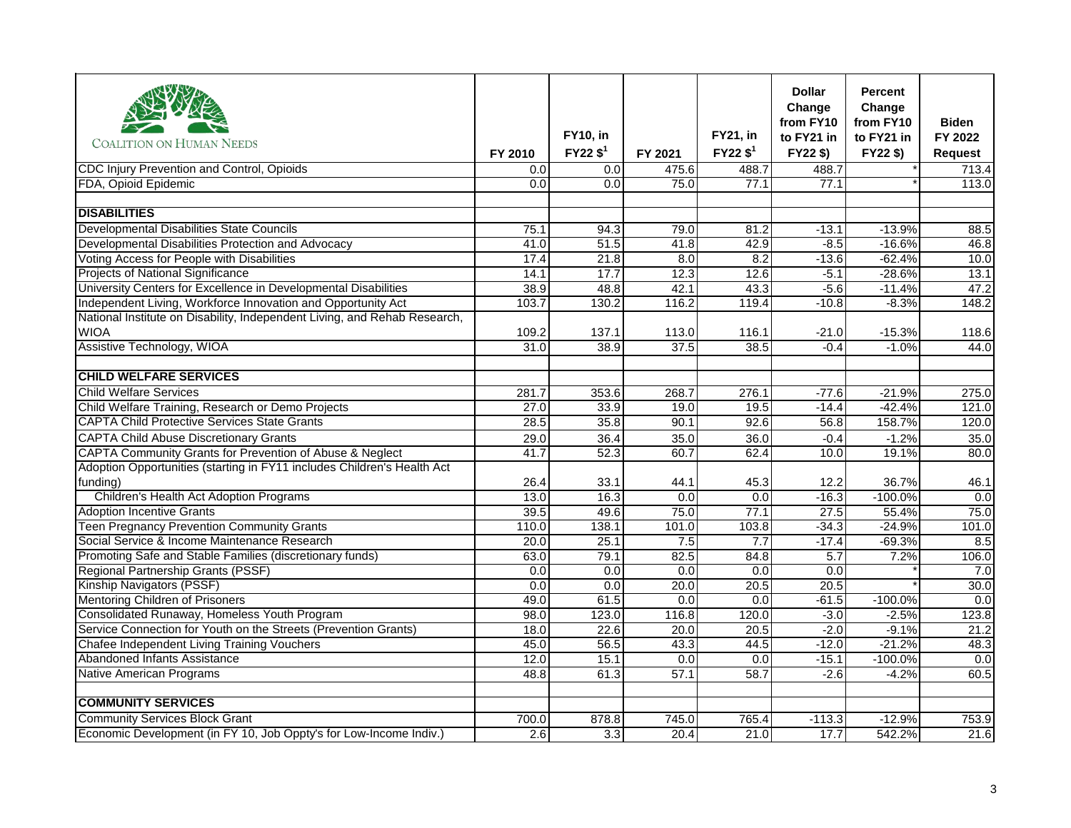| COALITION ON HUMAN NEEDS | FY 2010 | FY10, in FY22 $[1] | FY 2021 | FY21, in FY22 $[1] | Dollar Change from FY10 to FY21 in FY22 $) | Percent Change from FY10 to FY21 in FY22 $) | Biden FY 2022 Request |
|---|---|---|---|---|---|---|---|
| CDC Injury Prevention and Control, Opioids | 0.0 | 0.0 | 475.6 | 488.7 | 488.7 | * | 713.4 |
| FDA, Opioid Epidemic | 0.0 | 0.0 | 75.0 | 77.1 | 77.1 | * | 113.0 |
| | | | | | | | |
| **DISABILITIES** | | | | | | | |
| Developmental Disabilities State Councils | 75.1 | 94.3 | 79.0 | 81.2 | -13.1 | -13.9% | 88.5 |
| Developmental Disabilities Protection and Advocacy | 41.0 | 51.5 | 41.8 | 42.9 | -8.5 | -16.6% | 46.8 |
| Voting Access for People with Disabilities | 17.4 | 21.8 | 8.0 | 8.2 | -13.6 | -62.4% | 10.0 |
| Projects of National Significance | 14.1 | 17.7 | 12.3 | 12.6 | -5.1 | -28.6% | 13.1 |
| University Centers for Excellence in Developmental Disabilities | 38.9 | 48.8 | 42.1 | 43.3 | -5.6 | -11.4% | 47.2 |
| Independent Living, Workforce Innovation and Opportunity Act | 103.7 | 130.2 | 116.2 | 119.4 | -10.8 | -8.3% | 148.2 |
| National Institute on Disability, Independent Living, and Rehab Research, WIOA | 109.2 | 137.1 | 113.0 | 116.1 | -21.0 | -15.3% | 118.6 |
| Assistive Technology, WIOA | 31.0 | 38.9 | 37.5 | 38.5 | -0.4 | -1.0% | 44.0 |
| | | | | | | | |
| **CHILD WELFARE SERVICES** | | | | | | | |
| Child Welfare Services | 281.7 | 353.6 | 268.7 | 276.1 | -77.6 | -21.9% | 275.0 |
| Child Welfare Training, Research or Demo Projects | 27.0 | 33.9 | 19.0 | 19.5 | -14.4 | -42.4% | 121.0 |
| CAPTA Child Protective Services State Grants | 28.5 | 35.8 | 90.1 | 92.6 | 56.8 | 158.7% | 120.0 |
| CAPTA Child Abuse Discretionary Grants | 29.0 | 36.4 | 35.0 | 36.0 | -0.4 | -1.2% | 35.0 |
| CAPTA Community Grants for Prevention of Abuse & Neglect | 41.7 | 52.3 | 60.7 | 62.4 | 10.0 | 19.1% | 80.0 |
| Adoption Opportunities (starting in FY11 includes Children's Health Act funding) | 26.4 | 33.1 | 44.1 | 45.3 | 12.2 | 36.7% | 46.1 |
| Children's Health Act Adoption Programs | 13.0 | 16.3 | 0.0 | 0.0 | -16.3 | -100.0% | 0.0 |
| Adoption Incentive Grants | 39.5 | 49.6 | 75.0 | 77.1 | 27.5 | 55.4% | 75.0 |
| Teen Pregnancy Prevention Community Grants | 110.0 | 138.1 | 101.0 | 103.8 | -34.3 | -24.9% | 101.0 |
| Social Service & Income Maintenance Research | 20.0 | 25.1 | 7.5 | 7.7 | -17.4 | -69.3% | 8.5 |
| Promoting Safe and Stable Families (discretionary funds) | 63.0 | 79.1 | 82.5 | 84.8 | 5.7 | 7.2% | 106.0 |
| Regional Partnership Grants (PSSF) | 0.0 | 0.0 | 0.0 | 0.0 | 0.0 | * | 7.0 |
| Kinship Navigators (PSSF) | 0.0 | 0.0 | 20.0 | 20.5 | 20.5 | * | 30.0 |
| Mentoring Children of Prisoners | 49.0 | 61.5 | 0.0 | 0.0 | -61.5 | -100.0% | 0.0 |
| Consolidated Runaway, Homeless Youth Program | 98.0 | 123.0 | 116.8 | 120.0 | -3.0 | -2.5% | 123.8 |
| Service Connection for Youth on the Streets (Prevention Grants) | 18.0 | 22.6 | 20.0 | 20.5 | -2.0 | -9.1% | 21.2 |
| Chafee Independent Living Training Vouchers | 45.0 | 56.5 | 43.3 | 44.5 | -12.0 | -21.2% | 48.3 |
| Abandoned Infants Assistance | 12.0 | 15.1 | 0.0 | 0.0 | -15.1 | -100.0% | 0.0 |
| Native American Programs | 48.8 | 61.3 | 57.1 | 58.7 | -2.6 | -4.2% | 60.5 |
| | | | | | | | |
| **COMMUNITY SERVICES** | | | | | | | |
| Community Services Block Grant | 700.0 | 878.8 | 745.0 | 765.4 | -113.3 | -12.9% | 753.9 |
| Economic Development (in FY 10, Job Oppty's for Low-Income Indiv.) | 2.6 | 3.3 | 20.4 | 21.0 | 17.7 | 542.2% | 21.6 |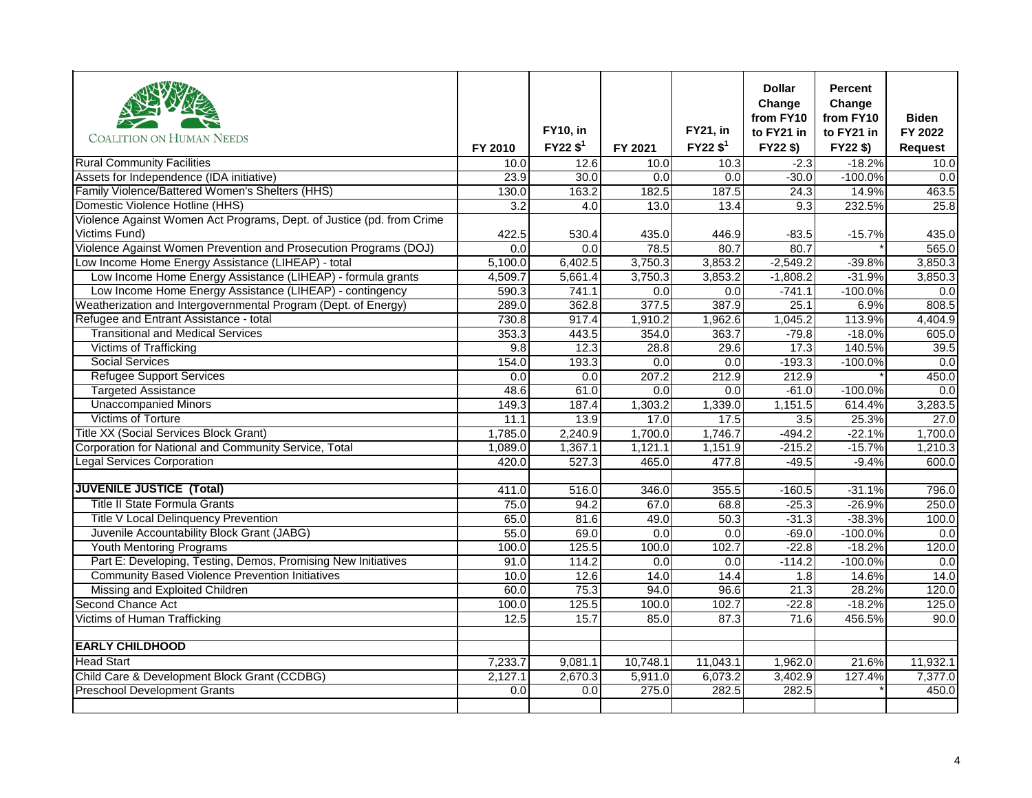| COALITION ON HUMAN NEEDS | FY 2010 | FY10, in FY22 $[1] | FY 2021 | FY21, in FY22 $[1] | Dollar Change from FY10 to FY21 in FY22 $) | Percent Change from FY10 to FY21 in FY22 $) | Biden FY 2022 Request |
|---|---|---|---|---|---|---|---|
| Rural Community Facilities | 10.0 | 12.6 | 10.0 | 10.3 | -2.3 | -18.2% | 10.0 |
| Assets for Independence (IDA initiative) | 23.9 | 30.0 | 0.0 | 0.0 | -30.0 | -100.0% | 0.0 |
| Family Violence/Battered Women's Shelters (HHS) | 130.0 | 163.2 | 182.5 | 187.5 | 24.3 | 14.9% | 463.5 |
| Domestic Violence Hotline (HHS) | 3.2 | 4.0 | 13.0 | 13.4 | 9.3 | 232.5% | 25.8 |
| Violence Against Women Act Programs, Dept. of Justice (pd. from Crime Victims Fund) | 422.5 | 530.4 | 435.0 | 446.9 | -83.5 | -15.7% | 435.0 |
| Violence Against Women Prevention and Prosecution Programs (DOJ) | 0.0 | 0.0 | 78.5 | 80.7 | 80.7 | * | 565.0 |
| Low Income Home Energy Assistance (LIHEAP) - total | 5,100.0 | 6,402.5 | 3,750.3 | 3,853.2 | -2,549.2 | -39.8% | 3,850.3 |
| Low Income Home Energy Assistance (LIHEAP) - formula grants | 4,509.7 | 5,661.4 | 3,750.3 | 3,853.2 | -1,808.2 | -31.9% | 3,850.3 |
| Low Income Home Energy Assistance (LIHEAP) - contingency | 590.3 | 741.1 | 0.0 | 0.0 | -741.1 | -100.0% | 0.0 |
| Weatherization and Intergovernmental Program (Dept. of Energy) | 289.0 | 362.8 | 377.5 | 387.9 | 25.1 | 6.9% | 808.5 |
| Refugee and Entrant Assistance - total | 730.8 | 917.4 | 1,910.2 | 1,962.6 | 1,045.2 | 113.9% | 4,404.9 |
| Transitional and Medical Services | 353.3 | 443.5 | 354.0 | 363.7 | -79.8 | -18.0% | 605.0 |
| Victims of Trafficking | 9.8 | 12.3 | 28.8 | 29.6 | 17.3 | 140.5% | 39.5 |
| Social Services | 154.0 | 193.3 | 0.0 | 0.0 | -193.3 | -100.0% | 0.0 |
| Refugee Support Services | 0.0 | 0.0 | 207.2 | 212.9 | 212.9 | * | 450.0 |
| Targeted Assistance | 48.6 | 61.0 | 0.0 | 0.0 | -61.0 | -100.0% | 0.0 |
| Unaccompanied Minors | 149.3 | 187.4 | 1,303.2 | 1,339.0 | 1,151.5 | 614.4% | 3,283.5 |
| Victims of Torture | 11.1 | 13.9 | 17.0 | 17.5 | 3.5 | 25.3% | 27.0 |
| Title XX (Social Services Block Grant) | 1,785.0 | 2,240.9 | 1,700.0 | 1,746.7 | -494.2 | -22.1% | 1,700.0 |
| Corporation for National and Community Service, Total | 1,089.0 | 1,367.1 | 1,121.1 | 1,151.9 | -215.2 | -15.7% | 1,210.3 |
| Legal Services Corporation | 420.0 | 527.3 | 465.0 | 477.8 | -49.5 | -9.4% | 600.0 |
| | | | | | | | |
| **JUVENILE JUSTICE (Total)** | 411.0 | 516.0 | 346.0 | 355.5 | -160.5 | -31.1% | 796.0 |
| Title II State Formula Grants | 75.0 | 94.2 | 67.0 | 68.8 | -25.3 | -26.9% | 250.0 |
| Title V Local Delinquency Prevention | 65.0 | 81.6 | 49.0 | 50.3 | -31.3 | -38.3% | 100.0 |
| Juvenile Accountability Block Grant (JABG) | 55.0 | 69.0 | 0.0 | 0.0 | -69.0 | -100.0% | 0.0 |
| Youth Mentoring Programs | 100.0 | 125.5 | 100.0 | 102.7 | -22.8 | -18.2% | 120.0 |
| Part E: Developing, Testing, Demos, Promising New Initiatives | 91.0 | 114.2 | 0.0 | 0.0 | -114.2 | -100.0% | 0.0 |
| Community Based Violence Prevention Initiatives | 10.0 | 12.6 | 14.0 | 14.4 | 1.8 | 14.6% | 14.0 |
| Missing and Exploited Children | 60.0 | 75.3 | 94.0 | 96.6 | 21.3 | 28.2% | 120.0 |
| Second Chance Act | 100.0 | 125.5 | 100.0 | 102.7 | -22.8 | -18.2% | 125.0 |
| Victims of Human Trafficking | 12.5 | 15.7 | 85.0 | 87.3 | 71.6 | 456.5% | 90.0 |
| | | | | | | | |
| **EARLY CHILDHOOD** | | | | | | | |
| Head Start | 7,233.7 | 9,081.1 | 10,748.1 | 11,043.1 | 1,962.0 | 21.6% | 11,932.1 |
| Child Care & Development Block Grant (CCDBG) | 2,127.1 | 2,670.3 | 5,911.0 | 6,073.2 | 3,402.9 | 127.4% | 7,377.0 |
| Preschool Development Grants | 0.0 | 0.0 | 275.0 | 282.5 | 282.5 | * | 450.0 |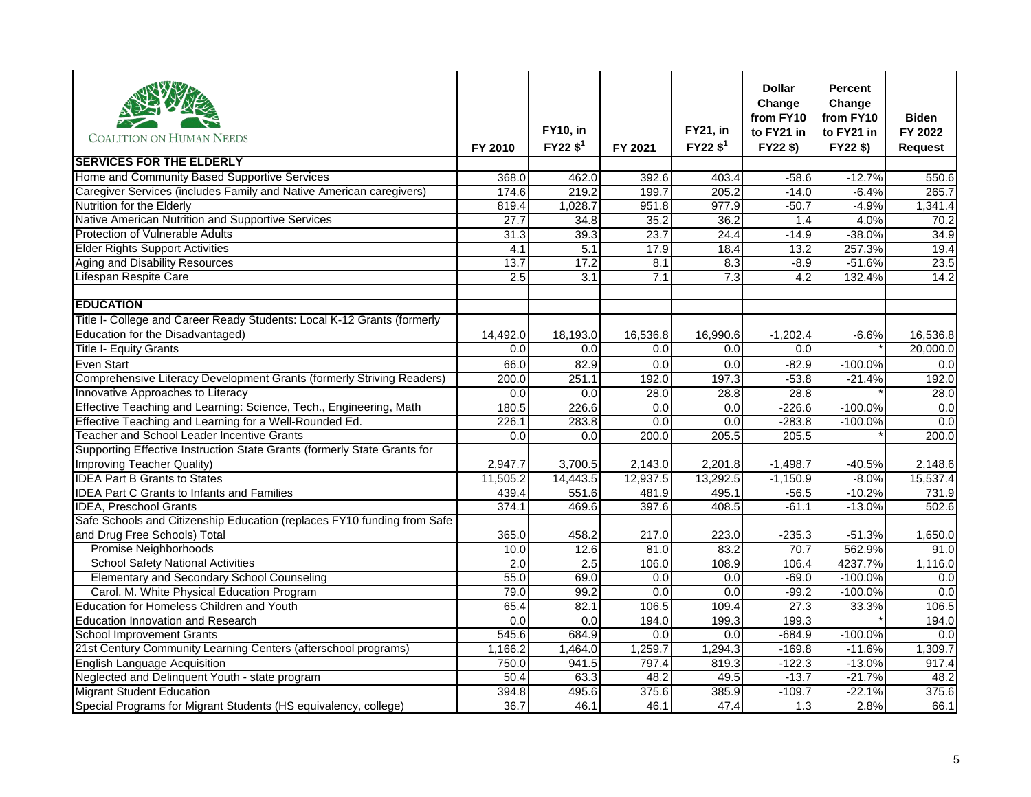| Coalition on Human Needs | FY 2010 | FY10, in FY22 $[1] | FY 2021 | FY21, in FY22 $[1] | Dollar Change from FY10 to FY21 in FY22 $) | Percent Change from FY10 to FY21 in FY22 $) | Biden FY 2022 Request |
|---|---|---|---|---|---|---|---|
| **SERVICES FOR THE ELDERLY** | | | | | | | |
| Home and Community Based Supportive Services | 368.0 | 462.0 | 392.6 | 403.4 | -58.6 | -12.7% | 550.6 |
| Caregiver Services (includes Family and Native American caregivers) | 174.6 | 219.2 | 199.7 | 205.2 | -14.0 | -6.4% | 265.7 |
| Nutrition for the Elderly | 819.4 | 1,028.7 | 951.8 | 977.9 | -50.7 | -4.9% | 1,341.4 |
| Native American Nutrition and Supportive Services | 27.7 | 34.8 | 35.2 | 36.2 | 1.4 | 4.0% | 70.2 |
| Protection of Vulnerable Adults | 31.3 | 39.3 | 23.7 | 24.4 | -14.9 | -38.0% | 34.9 |
| Elder Rights Support Activities | 4.1 | 5.1 | 17.9 | 18.4 | 13.2 | 257.3% | 19.4 |
| Aging and Disability Resources | 13.7 | 17.2 | 8.1 | 8.3 | -8.9 | -51.6% | 23.5 |
| Lifespan Respite Care | 2.5 | 3.1 | 7.1 | 7.3 | 4.2 | 132.4% | 14.2 |
| | | | | | | | |
| **EDUCATION** | | | | | | | |
| Title I- College and Career Ready Students: Local K-12 Grants (formerly Education for the Disadvantaged) | 14,492.0 | 18,193.0 | 16,536.8 | 16,990.6 | -1,202.4 | -6.6% | 16,536.8 |
| Title I- Equity Grants | 0.0 | 0.0 | 0.0 | 0.0 | 0.0 | * | 20,000.0 |
| Even Start | 66.0 | 82.9 | 0.0 | 0.0 | -82.9 | -100.0% | 0.0 |
| Comprehensive Literacy Development Grants (formerly Striving Readers) | 200.0 | 251.1 | 192.0 | 197.3 | -53.8 | -21.4% | 192.0 |
| Innovative Approaches to Literacy | 0.0 | 0.0 | 28.0 | 28.8 | 28.8 | * | 28.0 |
| Effective Teaching and Learning: Science, Tech., Engineering, Math | 180.5 | 226.6 | 0.0 | 0.0 | -226.6 | -100.0% | 0.0 |
| Effective Teaching and Learning for a Well-Rounded Ed. | 226.1 | 283.8 | 0.0 | 0.0 | -283.8 | -100.0% | 0.0 |
| Teacher and School Leader Incentive Grants | 0.0 | 0.0 | 200.0 | 205.5 | 205.5 | * | 200.0 |
| Supporting Effective Instruction State Grants (formerly State Grants for Improving Teacher Quality) | 2,947.7 | 3,700.5 | 2,143.0 | 2,201.8 | -1,498.7 | -40.5% | 2,148.6 |
| IDEA Part B Grants to States | 11,505.2 | 14,443.5 | 12,937.5 | 13,292.5 | -1,150.9 | -8.0% | 15,537.4 |
| IDEA Part C Grants to Infants and Families | 439.4 | 551.6 | 481.9 | 495.1 | -56.5 | -10.2% | 731.9 |
| IDEA, Preschool Grants | 374.1 | 469.6 | 397.6 | 408.5 | -61.1 | -13.0% | 502.6 |
| Safe Schools and Citizenship Education (replaces FY10 funding from Safe and Drug Free Schools) Total | 365.0 | 458.2 | 217.0 | 223.0 | -235.3 | -51.3% | 1,650.0 |
| Promise Neighborhoods | 10.0 | 12.6 | 81.0 | 83.2 | 70.7 | 562.9% | 91.0 |
| School Safety National Activities | 2.0 | 2.5 | 106.0 | 108.9 | 106.4 | 4237.7% | 1,116.0 |
| Elementary and Secondary School Counseling | 55.0 | 69.0 | 0.0 | 0.0 | -69.0 | -100.0% | 0.0 |
| Carol. M. White Physical Education Program | 79.0 | 99.2 | 0.0 | 0.0 | -99.2 | -100.0% | 0.0 |
| Education for Homeless Children and Youth | 65.4 | 82.1 | 106.5 | 109.4 | 27.3 | 33.3% | 106.5 |
| Education Innovation and Research | 0.0 | 0.0 | 194.0 | 199.3 | 199.3 | * | 194.0 |
| School Improvement Grants | 545.6 | 684.9 | 0.0 | 0.0 | -684.9 | -100.0% | 0.0 |
| 21st Century Community Learning Centers (afterschool programs) | 1,166.2 | 1,464.0 | 1,259.7 | 1,294.3 | -169.8 | -11.6% | 1,309.7 |
| English Language Acquisition | 750.0 | 941.5 | 797.4 | 819.3 | -122.3 | -13.0% | 917.4 |
| Neglected and Delinquent Youth - state program | 50.4 | 63.3 | 48.2 | 49.5 | -13.7 | -21.7% | 48.2 |
| Migrant Student Education | 394.8 | 495.6 | 375.6 | 385.9 | -109.7 | -22.1% | 375.6 |
| Special Programs for Migrant Students (HS equivalency, college) | 36.7 | 46.1 | 46.1 | 47.4 | 1.3 | 2.8% | 66.1 |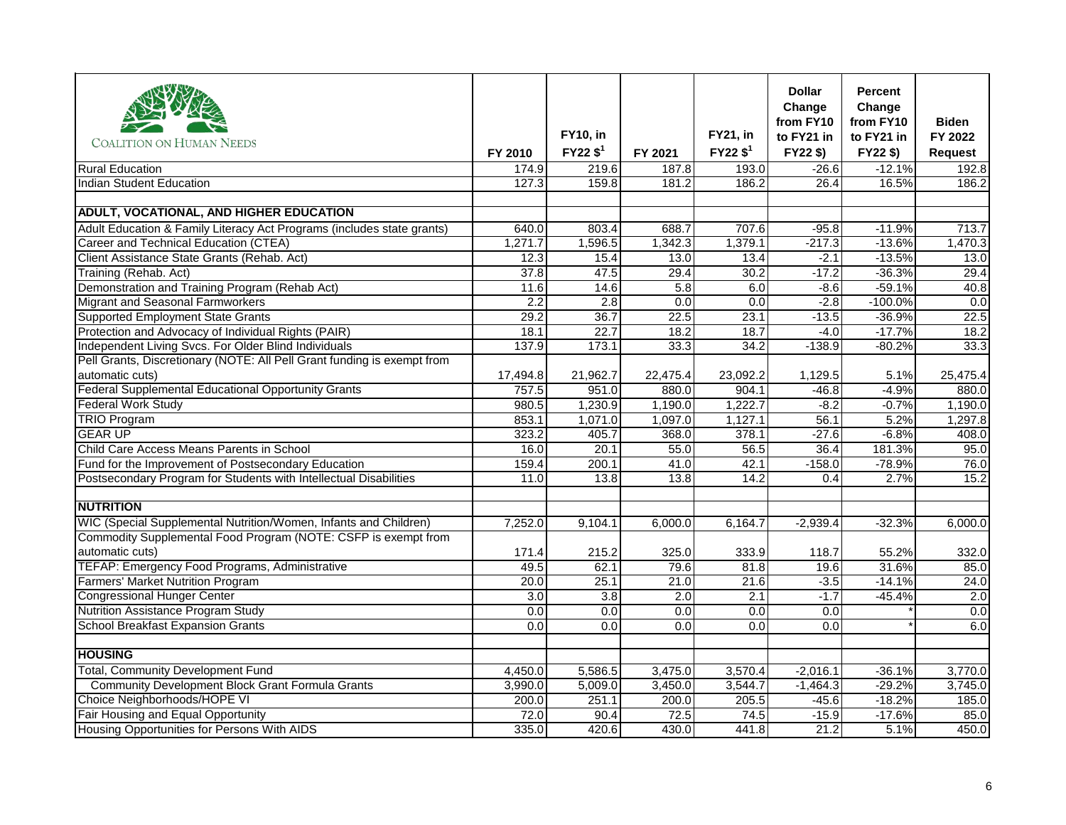| COALITION ON HUMAN NEEDS | FY 2010 | FY10, in FY22 $[1] | FY 2021 | FY21, in FY22 $[1] | Dollar Change from FY10 to FY21 in FY22 $) | Percent Change from FY10 to FY21 in FY22 $) | Biden FY 2022 Request |
|---|---|---|---|---|---|---|---|
| Rural Education | 174.9 | 219.6 | 187.8 | 193.0 | -26.6 | -12.1% | 192.8 |
| Indian Student Education | 127.3 | 159.8 | 181.2 | 186.2 | 26.4 | 16.5% | 186.2 |
| | | | | | | | |
| **ADULT, VOCATIONAL, AND HIGHER EDUCATION** | | | | | | | |
| Adult Education & Family Literacy Act Programs (includes state grants) | 640.0 | 803.4 | 688.7 | 707.6 | -95.8 | -11.9% | 713.7 |
| Career and Technical Education (CTEA) | 1,271.7 | 1,596.5 | 1,342.3 | 1,379.1 | -217.3 | -13.6% | 1,470.3 |
| Client Assistance State Grants (Rehab. Act) | 12.3 | 15.4 | 13.0 | 13.4 | -2.1 | -13.5% | 13.0 |
| Training (Rehab. Act) | 37.8 | 47.5 | 29.4 | 30.2 | -17.2 | -36.3% | 29.4 |
| Demonstration and Training Program (Rehab Act) | 11.6 | 14.6 | 5.8 | 6.0 | -8.6 | -59.1% | 40.8 |
| Migrant and Seasonal Farmworkers | 2.2 | 2.8 | 0.0 | 0.0 | -2.8 | -100.0% | 0.0 |
| Supported Employment State Grants | 29.2 | 36.7 | 22.5 | 23.1 | -13.5 | -36.9% | 22.5 |
| Protection and Advocacy of Individual Rights (PAIR) | 18.1 | 22.7 | 18.2 | 18.7 | -4.0 | -17.7% | 18.2 |
| Independent Living Svcs. For Older Blind Individuals | 137.9 | 173.1 | 33.3 | 34.2 | -138.9 | -80.2% | 33.3 |
| Pell Grants, Discretionary (NOTE: All Pell Grant funding is exempt from automatic cuts) | 17,494.8 | 21,962.7 | 22,475.4 | 23,092.2 | 1,129.5 | 5.1% | 25,475.4 |
| Federal Supplemental Educational Opportunity Grants | 757.5 | 951.0 | 880.0 | 904.1 | -46.8 | -4.9% | 880.0 |
| Federal Work Study | 980.5 | 1,230.9 | 1,190.0 | 1,222.7 | -8.2 | -0.7% | 1,190.0 |
| TRIO Program | 853.1 | 1,071.0 | 1,097.0 | 1,127.1 | 56.1 | 5.2% | 1,297.8 |
| GEAR UP | 323.2 | 405.7 | 368.0 | 378.1 | -27.6 | -6.8% | 408.0 |
| Child Care Access Means Parents in School | 16.0 | 20.1 | 55.0 | 56.5 | 36.4 | 181.3% | 95.0 |
| Fund for the Improvement of Postsecondary Education | 159.4 | 200.1 | 41.0 | 42.1 | -158.0 | -78.9% | 76.0 |
| Postsecondary Program for Students with Intellectual Disabilities | 11.0 | 13.8 | 13.8 | 14.2 | 0.4 | 2.7% | 15.2 |
| | | | | | | | |
| **NUTRITION** | | | | | | | |
| WIC (Special Supplemental Nutrition/Women, Infants and Children) | 7,252.0 | 9,104.1 | 6,000.0 | 6,164.7 | -2,939.4 | -32.3% | 6,000.0 |
| Commodity Supplemental Food Program (NOTE: CSFP is exempt from automatic cuts) | 171.4 | 215.2 | 325.0 | 333.9 | 118.7 | 55.2% | 332.0 |
| TEFAP: Emergency Food Programs, Administrative | 49.5 | 62.1 | 79.6 | 81.8 | 19.6 | 31.6% | 85.0 |
| Farmers' Market Nutrition Program | 20.0 | 25.1 | 21.0 | 21.6 | -3.5 | -14.1% | 24.0 |
| Congressional Hunger Center | 3.0 | 3.8 | 2.0 | 2.1 | -1.7 | -45.4% | 2.0 |
| Nutrition Assistance Program Study | 0.0 | 0.0 | 0.0 | 0.0 | 0.0 | * | 0.0 |
| School Breakfast Expansion Grants | 0.0 | 0.0 | 0.0 | 0.0 | 0.0 | * | 6.0 |
| | | | | | | | |
| **HOUSING** | | | | | | | |
| Total, Community Development Fund | 4,450.0 | 5,586.5 | 3,475.0 | 3,570.4 | -2,016.1 | -36.1% | 3,770.0 |
| Community Development Block Grant Formula Grants | 3,990.0 | 5,009.0 | 3,450.0 | 3,544.7 | -1,464.3 | -29.2% | 3,745.0 |
| Choice Neighborhoods/HOPE VI | 200.0 | 251.1 | 200.0 | 205.5 | -45.6 | -18.2% | 185.0 |
| Fair Housing and Equal Opportunity | 72.0 | 90.4 | 72.5 | 74.5 | -15.9 | -17.6% | 85.0 |
| Housing Opportunities for Persons With AIDS | 335.0 | 420.6 | 430.0 | 441.8 | 21.2 | 5.1% | 450.0 |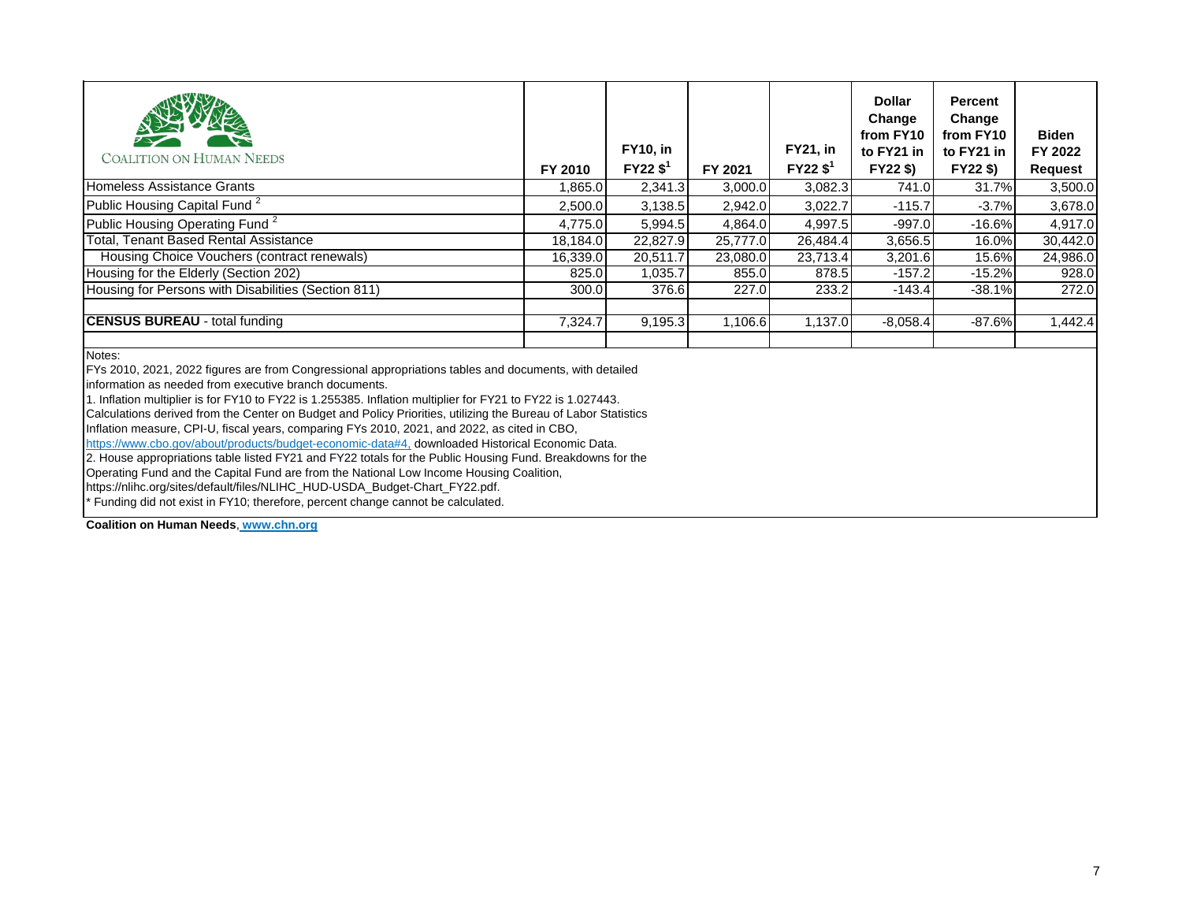| COALITION ON HUMAN NEEDS | FY 2010 | FY10, in FY22 $[1] | FY 2021 | FY21, in FY22 $[1] | Dollar Change from FY10 to FY21 in FY22 $) | Percent Change from FY10 to FY21 in FY22 $) | Biden FY 2022 Request |
|---|---|---|---|---|---|---|---|
| Homeless Assistance Grants | 1,865.0 | 2,341.3 | 3,000.0 | 3,082.3 | 741.0 | 31.7% | 3,500.0 |
| Public Housing Capital Fund [2] | 2,500.0 | 3,138.5 | 2,942.0 | 3,022.7 | -115.7 | -3.7% | 3,678.0 |
| Public Housing Operating Fund [2] | 4,775.0 | 5,994.5 | 4,864.0 | 4,997.5 | -997.0 | -16.6% | 4,917.0 |
| Total, Tenant Based Rental Assistance | 18,184.0 | 22,827.9 | 25,777.0 | 26,484.4 | 3,656.5 | 16.0% | 30,442.0 |
| Housing Choice Vouchers (contract renewals) | 16,339.0 | 20,511.7 | 23,080.0 | 23,713.4 | 3,201.6 | 15.6% | 24,986.0 |
| Housing for the Elderly (Section 202) | 825.0 | 1,035.7 | 855.0 | 878.5 | -157.2 | -15.2% | 928.0 |
| Housing for Persons with Disabilities (Section 811) | 300.0 | 376.6 | 227.0 | 233.2 | -143.4 | -38.1% | 272.0 |
| | | | | | | | |
| **CENSUS BUREAU** - total funding | 7,324.7 | 9,195.3 | 1,106.6 | 1,137.0 | -8,058.4 | -87.6% | 1,442.4 |

Notes:

FYs 2010, 2021, 2022 figures are from Congressional appropriations tables and documents, with detailed information as needed from executive branch documents.

1. Inflation multiplier is for FY10 to FY22 is 1.255385. Inflation multiplier for FY21 to FY22 is 1.027443. Calculations derived from the Center on Budget and Policy Priorities, utilizing the Bureau of Labor Statistics Inflation measure, CPI-U, fiscal years, comparing FYs 2010, 2021, and 2022, as cited in CBO, https://www.cbo.gov/about/products/budget-economic-data#4, downloaded Historical Economic Data.

2. House appropriations table listed FY21 and FY22 totals for the Public Housing Fund. Breakdowns for the Operating Fund and the Capital Fund are from the National Low Income Housing Coalition, https://nlihc.org/sites/default/files/NLIHC_HUD-USDA_Budget-Chart_FY22.pdf.

* Funding did not exist in FY10; therefore, percent change cannot be calculated.

**Coalition on Human Needs, www.chn.org**